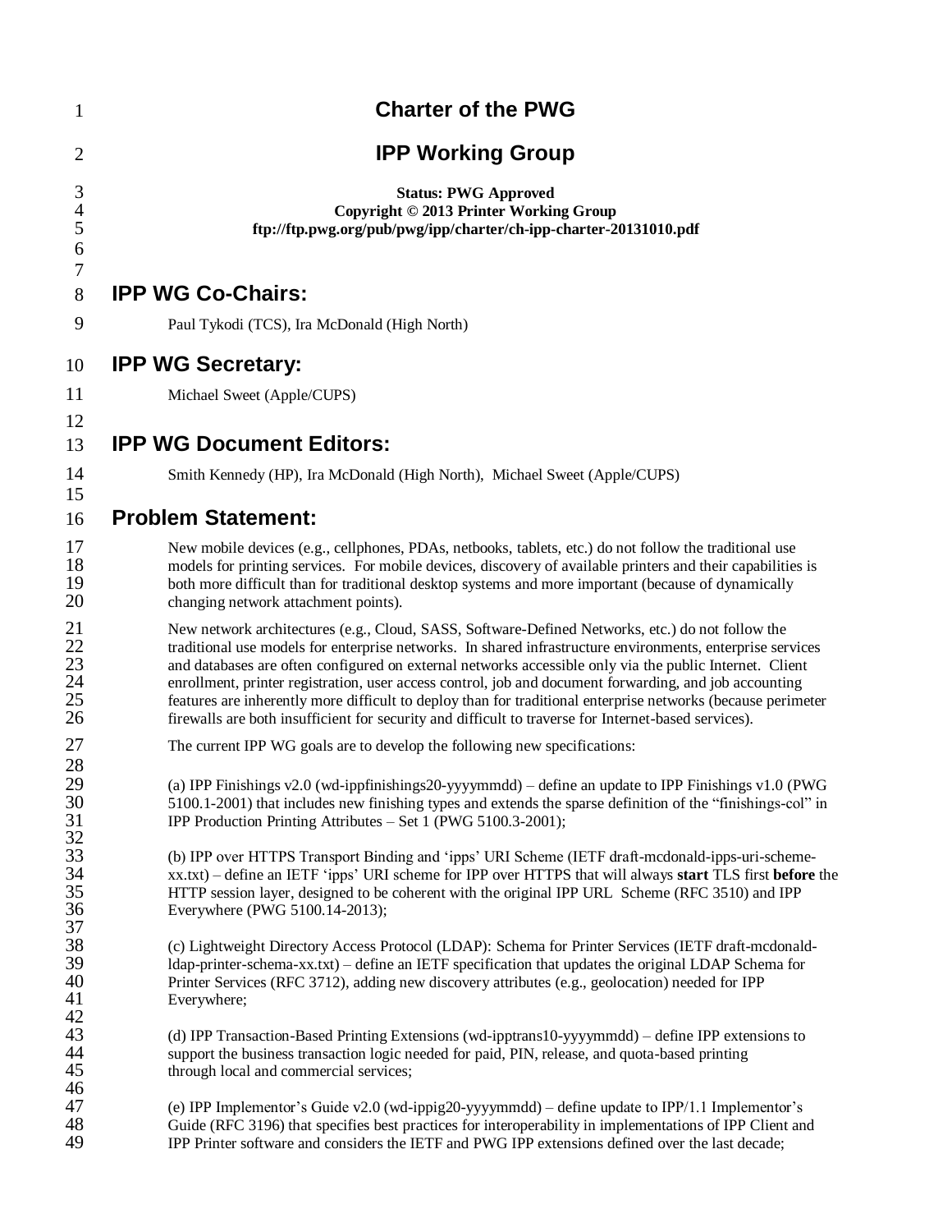# Charter of the PWG

# IPP Working Group

**Status: PWG Approved**
**Copyright © 2013 Printer Working Group**
**ftp://ftp.pwg.org/pub/pwg/ipp/charter/ch-ipp-charter-20131010.pdf**

## IPP WG Co-Chairs:

Paul Tykodi (TCS), Ira McDonald (High North)

## IPP WG Secretary:

Michael Sweet (Apple/CUPS)

## IPP WG Document Editors:

Smith Kennedy (HP), Ira McDonald (High North), Michael Sweet (Apple/CUPS)

## Problem Statement:

New mobile devices (e.g., cellphones, PDAs, netbooks, tablets, etc.) do not follow the traditional use models for printing services. For mobile devices, discovery of available printers and their capabilities is both more difficult than for traditional desktop systems and more important (because of dynamically changing network attachment points).

New network architectures (e.g., Cloud, SASS, Software-Defined Networks, etc.) do not follow the traditional use models for enterprise networks. In shared infrastructure environments, enterprise services and databases are often configured on external networks accessible only via the public Internet. Client enrollment, printer registration, user access control, job and document forwarding, and job accounting features are inherently more difficult to deploy than for traditional enterprise networks (because perimeter firewalls are both insufficient for security and difficult to traverse for Internet-based services).

The current IPP WG goals are to develop the following new specifications:

(a) IPP Finishings v2.0 (wd-ippfinishings20-yyyymmdd) – define an update to IPP Finishings v1.0 (PWG 5100.1-2001) that includes new finishing types and extends the sparse definition of the "finishings-col" in IPP Production Printing Attributes – Set 1 (PWG 5100.3-2001);

(b) IPP over HTTPS Transport Binding and 'ipps' URI Scheme (IETF draft-mcdonald-ipps-uri-scheme-xx.txt) – define an IETF 'ipps' URI scheme for IPP over HTTPS that will always **start** TLS first **before** the HTTP session layer, designed to be coherent with the original IPP URL Scheme (RFC 3510) and IPP Everywhere (PWG 5100.14-2013);

(c) Lightweight Directory Access Protocol (LDAP): Schema for Printer Services (IETF draft-mcdonald-ldap-printer-schema-xx.txt) – define an IETF specification that updates the original LDAP Schema for Printer Services (RFC 3712), adding new discovery attributes (e.g., geolocation) needed for IPP Everywhere;

(d) IPP Transaction-Based Printing Extensions (wd-ipptrans10-yyyymmdd) – define IPP extensions to support the business transaction logic needed for paid, PIN, release, and quota-based printing through local and commercial services;

(e) IPP Implementor's Guide v2.0 (wd-ippig20-yyyymmdd) – define update to IPP/1.1 Implementor's Guide (RFC 3196) that specifies best practices for interoperability in implementations of IPP Client and IPP Printer software and considers the IETF and PWG IPP extensions defined over the last decade;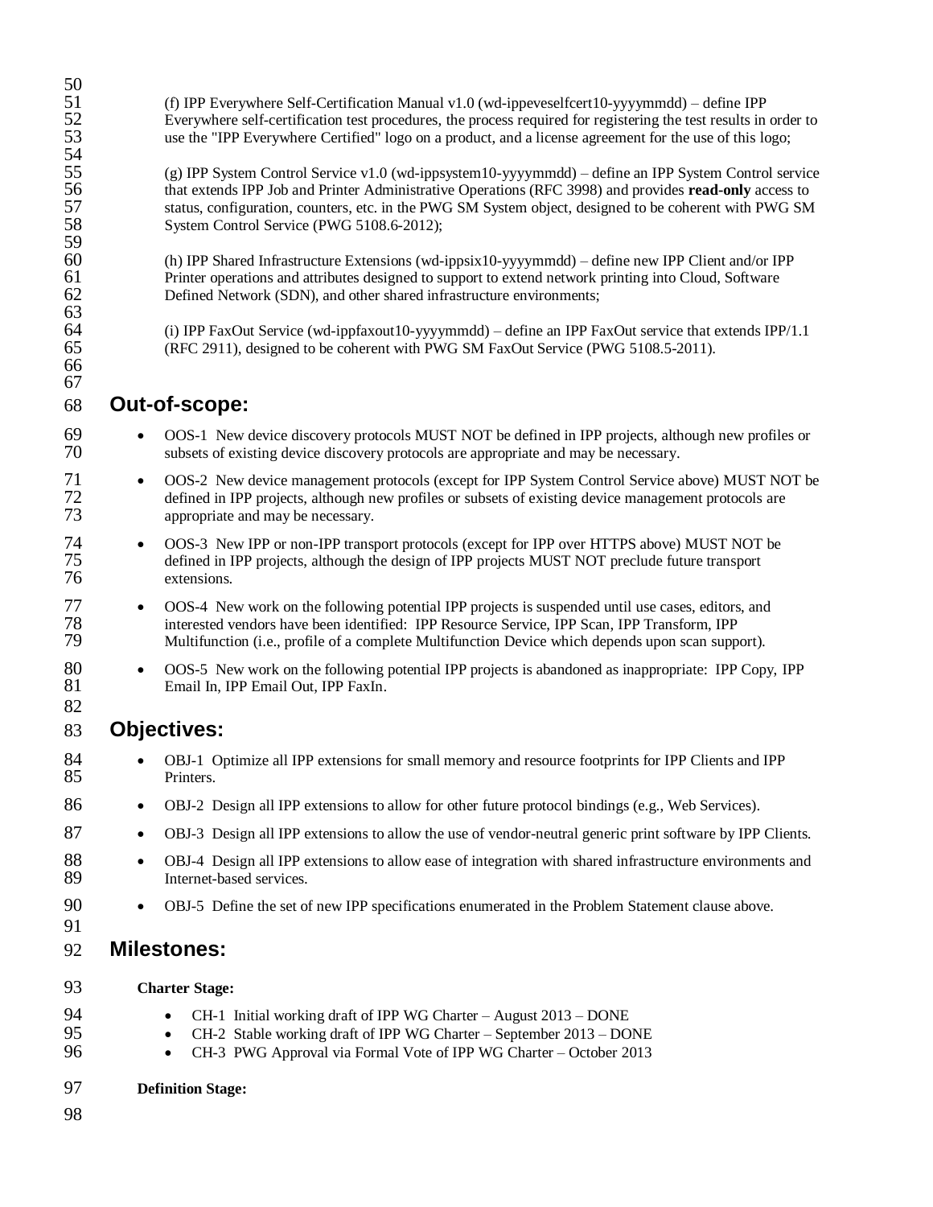(f) IPP Everywhere Self-Certification Manual v1.0 (wd-ippeveselfcert10-yyyymmdd) – define IPP Everywhere self-certification test procedures, the process required for registering the test results in order to use the "IPP Everywhere Certified" logo on a product, and a license agreement for the use of this logo;

(g) IPP System Control Service v1.0 (wd-ippsystem10-yyyymmdd) – define an IPP System Control service that extends IPP Job and Printer Administrative Operations (RFC 3998) and provides **read-only** access to status, configuration, counters, etc. in the PWG SM System object, designed to be coherent with PWG SM System Control Service (PWG 5108.6-2012);

(h) IPP Shared Infrastructure Extensions (wd-ippsix10-yyyymmdd) – define new IPP Client and/or IPP Printer operations and attributes designed to support to extend network printing into Cloud, Software Defined Network (SDN), and other shared infrastructure environments;

(i) IPP FaxOut Service (wd-ippfaxout10-yyyymmdd) – define an IPP FaxOut service that extends IPP/1.1 (RFC 2911), designed to be coherent with PWG SM FaxOut Service (PWG 5108.5-2011).

## Out-of-scope:

- OOS-1 New device discovery protocols MUST NOT be defined in IPP projects, although new profiles or subsets of existing device discovery protocols are appropriate and may be necessary.
- OOS-2 New device management protocols (except for IPP System Control Service above) MUST NOT be defined in IPP projects, although new profiles or subsets of existing device management protocols are appropriate and may be necessary.
- OOS-3 New IPP or non-IPP transport protocols (except for IPP over HTTPS above) MUST NOT be defined in IPP projects, although the design of IPP projects MUST NOT preclude future transport extensions.
- OOS-4 New work on the following potential IPP projects is suspended until use cases, editors, and interested vendors have been identified: IPP Resource Service, IPP Scan, IPP Transform, IPP Multifunction (i.e., profile of a complete Multifunction Device which depends upon scan support).
- OOS-5 New work on the following potential IPP projects is abandoned as inappropriate: IPP Copy, IPP Email In, IPP Email Out, IPP FaxIn.

## Objectives:

- OBJ-1 Optimize all IPP extensions for small memory and resource footprints for IPP Clients and IPP Printers.
- OBJ-2 Design all IPP extensions to allow for other future protocol bindings (e.g., Web Services).
- OBJ-3 Design all IPP extensions to allow the use of vendor-neutral generic print software by IPP Clients.
- OBJ-4 Design all IPP extensions to allow ease of integration with shared infrastructure environments and Internet-based services.
- OBJ-5 Define the set of new IPP specifications enumerated in the Problem Statement clause above.

## Milestones:

**Charter Stage:**

- CH-1 Initial working draft of IPP WG Charter – August 2013 – DONE
- CH-2 Stable working draft of IPP WG Charter – September 2013 – DONE
- CH-3 PWG Approval via Formal Vote of IPP WG Charter – October 2013

**Definition Stage:**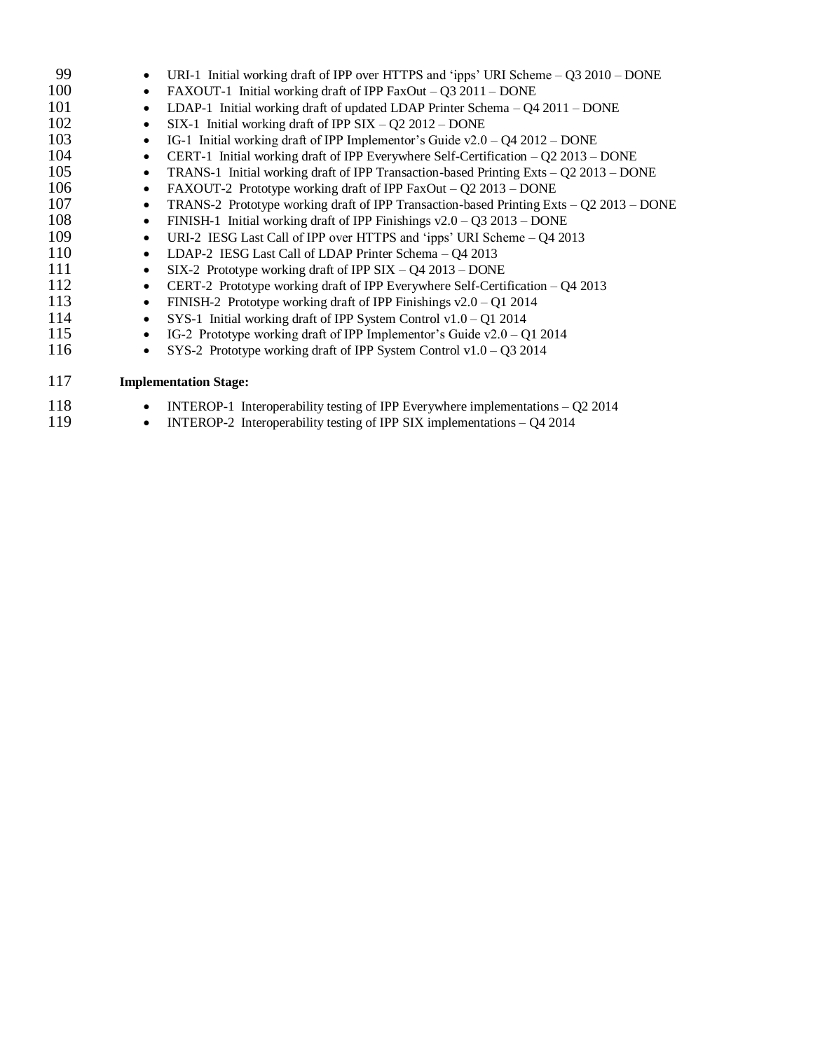- URI-1 Initial working draft of IPP over HTTPS and 'ipps' URI Scheme – Q3 2010 – DONE
- FAXOUT-1 Initial working draft of IPP FaxOut – Q3 2011 – DONE
- LDAP-1 Initial working draft of updated LDAP Printer Schema – Q4 2011 – DONE
- SIX-1 Initial working draft of IPP SIX – Q2 2012 – DONE
- IG-1 Initial working draft of IPP Implementor's Guide v2.0 – Q4 2012 – DONE
- CERT-1 Initial working draft of IPP Everywhere Self-Certification – Q2 2013 – DONE
- TRANS-1 Initial working draft of IPP Transaction-based Printing Exts – Q2 2013 – DONE
- FAXOUT-2 Prototype working draft of IPP FaxOut – Q2 2013 – DONE
- TRANS-2 Prototype working draft of IPP Transaction-based Printing Exts – Q2 2013 – DONE
- FINISH-1 Initial working draft of IPP Finishings v2.0 – Q3 2013 – DONE
- URI-2 IESG Last Call of IPP over HTTPS and 'ipps' URI Scheme – Q4 2013
- LDAP-2 IESG Last Call of LDAP Printer Schema – Q4 2013
- SIX-2 Prototype working draft of IPP SIX – Q4 2013 – DONE
- CERT-2 Prototype working draft of IPP Everywhere Self-Certification – Q4 2013
- FINISH-2 Prototype working draft of IPP Finishings v2.0 – Q1 2014
- SYS-1 Initial working draft of IPP System Control v1.0 – Q1 2014
- IG-2 Prototype working draft of IPP Implementor's Guide v2.0 – Q1 2014
- SYS-2 Prototype working draft of IPP System Control v1.0 – Q3 2014

**Implementation Stage:**

- INTEROP-1 Interoperability testing of IPP Everywhere implementations – Q2 2014
- INTEROP-2 Interoperability testing of IPP SIX implementations – Q4 2014